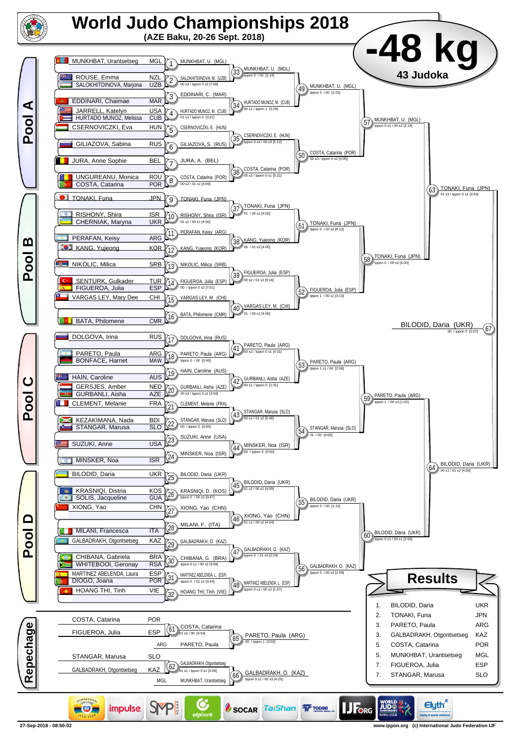# World Judo Championships 2018

**(AZE Baku, 20-26 Sept. 2018)**

# -48 kg

**43 Judoka**

## Pool A

| Competitor | Country | Match | Winner |
|---|---|---|---|
| MUNKHBAT, Urantsetseg | MGL | 1 | MUNKHBAT, U. (MGL) |
| ROUSE, Emma / SALOKHITDINOVA, Marjona | NZL / UZB | 2 | SALOKHITDINOVA, M. (UZB) 00 s3 / Ippon 0 s2 [7:08] |
| EDDINARI, Chaimae | MAR | 3 | EDDINARI, C. (MAR) |
| JARRELL, Katelyn / HURTADO MUNOZ, Melissa | USA / CUB | 4 | HURTADO MUNOZ, M. (CUB) 01 s1 / Ippon 0 [3:21] |
| CSERNOVICZKI, Eva | HUN | 5 | CSERNOVICZKI, E. (HUN) |
| GILIAZOVA, Sabina | RUS | 6 | GILIAZOVA, S. (RUS) |
| JURA, Anne Sophie | BEL | 7 | JURA, A. (BEL) |
| UNGUREANU, Monica / COSTA, Catarina | ROU / POR | 8 | COSTA, Catarina (POR) 00 s2 / 01 s1 [4:09] |

- 33: MUNKHBAT, U. (MGL) Ippon 0 / 00 [1:14]
- 34: HURTADO MUNOZ, M. (CUB) 00 s1 / Ippon 1 [3:29]
- 35: CSERNOVICZKI, E. (HUN) Ippon 0 s2 / 00 s3 [5:12]
- 36: COSTA, Catarina (POR) 00 s3 / Ippon 0 s1 [5:21]
- 49: MUNKHBAT, U. (MGL) Ippon 0 / 00 [2:25]
- 50: COSTA, Catarina (POR) 00 s3 / Ippon 0 s2 [4:00]
- 57: MUNKHBAT, U. (MGL) Ippon 0 s1 / 00 s2 [2:19]

## Pool B

| Competitor | Country | Match | Winner |
|---|---|---|---|
| TONAKI, Funa | JPN | 9 | TONAKI, Funa (JPN) |
| RISHONY, Shira / CHERNIAK, Maryna | ISR / UKR | 10 | RISHONY, Shira (ISR) 01 s1 / 00 s1 [4:00] |
| PERAFAN, Keisy | ARG | 11 | PERAFAN, Keisy (ARG) |
| KANG, Yujeong | KOR | 12 | KANG, Yujeong (KOR) |
| NIKOLIC, Milica | SRB | 13 | NIKOLIC, Milica (SRB) |
| SENTURK, Gulkader / FIGUEROA, Julia | TUR / ESP | 14 | FIGUEROA, Julia (ESP) 00 / Ippon 0 s2 [7:51] |
| VARGAS LEY, Mary Dee | CHI | 15 | VARGAS LEY, M. (CHI) |
| BATA, Philomene | CMR | 16 | BATA, Philomene (CMR) |

- 37: TONAKI, Funa (JPN) 01 / 00 s1 [4:00]
- 38: KANG, Yujeong (KOR) 00 / 01 s2 [4:00]
- 39: FIGUEROA, Julia (ESP) 00 s2 / 01 s2 [9:16]
- 40: VARGAS LEY, M. (CHI) 01 / 00 s1 [4:00]
- 51: TONAKI, Funa (JPN) Ippon 0 / 00 s2 [9:12]
- 52: FIGUEROA, Julia (ESP) Ippon 1 / 00 s1 [3:10]
- 58: TONAKI, Funa (JPN) Ippon 0 / 00 s2 [4:00]

63: TONAKI, Funa (JPN) 01 s3 / Ippon 0 s1 [3:43]

67: BILODID, Daria (UKR) 00 / Ippon 0 [2:07]

## Pool C

| Competitor | Country | Match | Winner |
|---|---|---|---|
| DOLGOVA, Irina | RUS | 17 | DOLGOVA, Irina (RUS) |
| PARETO, Paula / BONFACE, Harriet | ARG / MAW | 18 | PARETO, Paula (ARG) Ippon 0 / 00 [0:40] |
| HAIN, Caroline | AUS | 19 | HAIN, Caroline (AUS) |
| GERSJES, Amber / GURBANLI, Aisha | NED / AZE | 20 | GURBANLI, Aisha (AZE) 00 s3 / Ippon 0 s2 [3:59] |
| CLEMENT, Melanie | FRA | 21 | CLEMENT, Melanie (FRA) |
| KEZAKIMANA, Nada / STANGAR, Marusa | BDI / SLO | 22 | STANGAR, Marusa (SLO) 00 / Ippon 0 [0:00] |
| SUZUKI, Anne | USA | 23 | SUZUKI, Anne (USA) |
| MINSKER, Noa | ISR | 24 | MINSKER, Noa (ISR) |

- 41: PARETO, Paula (ARG) 00 s2 / Ippon 0 s1 [4:31]
- 42: GURBANLI, Aisha (AZE) 00 s1 / Ippon 0 [1:31]
- 43: STANGAR, Marusa (SLO) 00 s1 / 01 s2 [5:46]
- 44: MINSKER, Noa (ISR) 00 / Ippon 0 [0:50]
- 53: PARETO, Paula (ARG) Ippon 1 s1 / 00 [2:06]
- 54: STANGAR, Marusa (SLO) 01 / 00 [4:00]
- 59: PARETO, Paula (ARG) Ippon 1 / 00 s3 [1:02]

## Pool D

| Competitor | Country | Match | Winner |
|---|---|---|---|
| BILODID, Daria | UKR | 25 | BILODID, Daria (UKR) |
| KRASNIQI, Distria / SOLIS, Jacqueline | KOS / GUA | 26 | KRASNIQI, D. (KOS) Ippon 0 / 00 s1 [0:47] |
| XIONG, Yao | CHN | 27 | XIONG, Yao (CHN) |
| MILANI, Francesca | ITA | 28 | MILANI, F. (ITA) |
| GALBADRAKH, Otgontsetseg | KAZ | 29 | GALBADRAKH, O. (KAZ) |
| CHIBANA, Gabriela / WHITEBOOI, Geronay | BRA / RSA | 30 | CHIBANA, G. (BRA) Ippon 0 s1 / 00 s2 [3:58] |
| MARTINEZ ABELENDA, Laura / DIOGO, Joana | ESP / POR | 31 | MARTINEZ ABELENDA, L. (ESP) Ippon 0 / 01 s1 [3:43] |
| HOANG THI, Tinh | VIE | 32 | HOANG THI, Tinh (VIE) |

- 45: BILODID, Daria (UKR) 01 s2 / 00 s1 [4:00]
- 46: XIONG, Yao (CHN) 01 s1 / 00 s2 [4:24]
- 47: GALBADRAKH, O. (KAZ) Ippon 0 / 01 s3 [2:24]
- 48: MARTINEZ ABELENDA, L. (ESP) Ippon 0 s1 / 00 s2 [1:57]
- 55: BILODID, Daria (UKR) Ippon 0 / 00 [1:15]
- 56: GALBADRAKH, O. (KAZ) Ippon 0 / 00 s3 [2:09]
- 60: BILODID, Daria (UKR) Ippon 0 s1 / 00 s1 [2:00]

64: BILODID, Daria (UKR) 00 s1 / 01 s2 [4:00]

## Repechage

- 61: COSTA, Catarina (POR) vs FIGUEROA, Julia (ESP) — COSTA, Catarina 01 s2 / 00 [4:54]
- 65: PARETO, Paula (ARG) vs COSTA, Catarina — PARETO, Paula (ARG) 00 / Ippon 1 [3:02]
- 62: STANGAR, Marusa (SLO) vs GALBADRAKH, Otgontsetseg (KAZ) — GALBADRAKH, Otgontsetseg 01 s1 / Ippon 0 s1 [3:08]
- 66: GALBADRAKH, O. (KAZ) vs MUNKHBAT, Urantsetseg (MGL) — GALBADRAKH, O. (KAZ) Ippon 0 s1 / 00 s3 [4:20]

## Results

| Rank | Name | Country |
|---|---|---|
| 1. | BILODID, Daria | UKR |
| 2. | TONAKI, Funa | JPN |
| 3. | PARETO, Paula | ARG |
| 3. | GALBADRAKH, Otgontsetseg | KAZ |
| 5. | COSTA, Catarina | POR |
| 5. | MUNKHBAT, Urantsetseg | MGL |
| 7. | FIGUEROA, Julia | ESP |
| 7. | STANGAR, Marusa | SLO |

27-Sep-2018 - 08:50:02

www.ippon.org (c) International Judo Federation IJF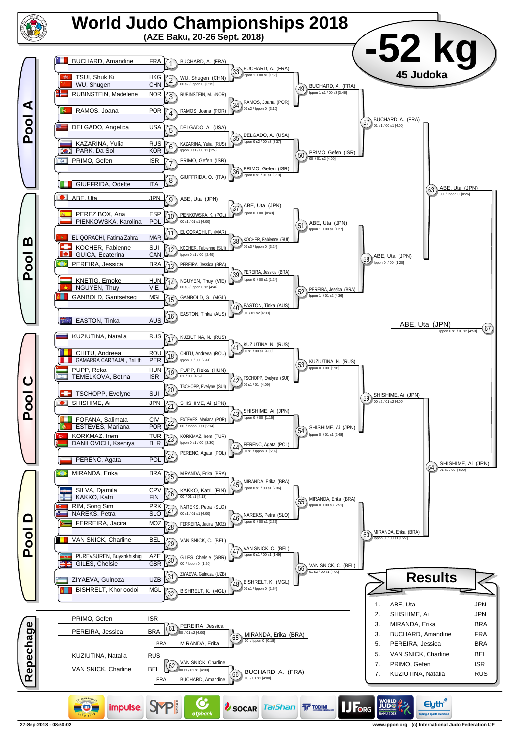# World Judo Championships 2018

**(AZE Baku, 20-26 Sept. 2018)**

# -52 kg

**45 Judoka**

## Pool A

| Athlete | Nat |
|---|---|
| BUCHARD, Amandine | FRA |
| TSUI, Shuk Ki | HKG |
| WU, Shugen | CHN |
| RUBINSTEIN, Madelene | NOR |
| RAMOS, Joana | POR |
| DELGADO, Angelica | USA |
| KAZARINA, Yulia | RUS |
| PARK, Da Sol | KOR |
| PRIMO, Gefen | ISR |
| GIUFFRIDA, Odette | ITA |

| Match | Winner | Score |
|---|---|---|
| 1 | BUCHARD, A. (FRA) | |
| 2 | WU, Shugen (CHN) | 00 s2 / Ippon 0 [3:15] |
| 3 | RUBINSTEIN, M. (NOR) | |
| 4 | RAMOS, Joana (POR) | |
| 5 | DELGADO, A. (USA) | |
| 6 | KAZARINA, Yulia (RUS) | Ippon 0 s1 / 00 s1 [1:53] |
| 7 | PRIMO, Gefen (ISR) | |
| 8 | GIUFFRIDA, O. (ITA) | |
| 33 | BUCHARD, A. (FRA) | Ippon 1 / 00 s1 [1:56] |
| 34 | RAMOS, Joana (POR) | 00 s2 / Ippon 0 [3:10] |
| 35 | DELGADO, A. (USA) | Ippon 0 s2 / 00 s3 [3:37] |
| 36 | PRIMO, Gefen (ISR) | Ippon 0 s1 / 01 s1 [3:13] |
| 49 | BUCHARD, A. (FRA) | Ippon 1 s1 / 00 s3 [3:46] |
| 50 | PRIMO, Gefen (ISR) | 00 / 01 s2 [4:00] |
| 57 | BUCHARD, A. (FRA) | 01 s1 / 00 s1 [4:00] |

## Pool B

| Athlete | Nat |
|---|---|
| ABE, Uta | JPN |
| PEREZ BOX, Ana | ESP |
| PIENKOWSKA, Karolina | POL |
| EL QORACHI, Fatima Zahra | MAR |
| KOCHER, Fabienne | SUI |
| GUICA, Ecaterina | CAN |
| PEREIRA, Jessica | BRA |
| KNETIG, Emoke | HUN |
| NGUYEN, Thuy | VIE |
| GANBOLD, Gantsetseg | MGL |
| EASTON, Tinka | AUS |

| Match | Winner | Score |
|---|---|---|
| 9 | ABE, Uta (JPN) | |
| 10 | PIENKOWSKA, K. (POL) | 00 s1 / 01 s1 [4:00] |
| 11 | EL QORACHI, F. (MAR) | |
| 12 | KOCHER, Fabienne (SUI) | Ippon 0 s1 / 00 [2:49] |
| 13 | PEREIRA, Jessica (BRA) | |
| 14 | NGUYEN, Thuy (VIE) | 00 s3 / Ippon 0 s2 [4:44] |
| 15 | GANBOLD, G. (MGL) | |
| 16 | EASTON, Tinka (AUS) | |
| 37 | ABE, Uta (JPN) | Ippon 0 / 00 [0:43] |
| 38 | KOCHER, Fabienne (SUI) | 00 s3 / Ippon 0 [3:24] |
| 39 | PEREIRA, Jessica (BRA) | Ippon 0 / 00 s1 [1:24] |
| 40 | EASTON, Tinka (AUS) | 00 / 01 s2 [4:00] |
| 51 | ABE, Uta (JPN) | Ippon 1 / 00 s1 [1:27] |
| 52 | PEREIRA, Jessica (BRA) | Ippon 1 / 01 s2 [4:36] |
| 58 | ABE, Uta (JPN) | Ippon 0 / 00 [1:20] |
| 63 | ABE, Uta (JPN) | 00 / Ippon 0 [0:26] |

## Final

| Match | Winner | Score |
|---|---|---|
| 67 | ABE, Uta (JPN) | Ippon 0 s1 / 00 s2 [4:53] |

## Pool C

| Athlete | Nat |
|---|---|
| KUZIUTINA, Natalia | RUS |
| CHITU, Andreea | ROU |
| GAMARRA CARBAJAL, Brillith | PER |
| PUPP, Reka | HUN |
| TEMELKOVA, Betina | ISR |
| TSCHOPP, Evelyne | SUI |
| SHISHIME, Ai | JPN |
| FOFANA, Salimata | CIV |
| ESTEVES, Mariana | POR |
| KORKMAZ, Irem | TUR |
| DANILOVICH, Kseniya | BLR |
| PERENC, Agata | POL |

| Match | Winner | Score |
|---|---|---|
| 17 | KUZIUTINA, N. (RUS) | |
| 18 | CHITU, Andreea (ROU) | Ippon 0 / 00 [2:41] |
| 19 | PUPP, Reka (HUN) | 01 / 00 [4:59] |
| 20 | TSCHOPP, Evelyne (SUI) | |
| 21 | SHISHIME, Ai (JPN) | |
| 22 | ESTEVES, Mariana (POR) | 00 / Ippon 0 s1 [2:14] |
| 23 | KORKMAZ, Irem (TUR) | Ippon 0 s1 / 00 [3:30] |
| 24 | PERENC, Agata (POL) | |
| 41 | KUZIUTINA, N. (RUS) | 01 s1 / 00 s1 [4:00] |
| 42 | TSCHOPP, Evelyne (SUI) | 00 s1 / 01 [4:09] |
| 43 | SHISHIME, Ai (JPN) | Ippon 0 / 00 [1:15] |
| 44 | PERENC, Agata (POL) | 00 s1 / Ippon 0 [5:09] |
| 53 | KUZIUTINA, N. (RUS) | Ippon 0 / 00 [1:01] |
| 54 | SHISHIME, Ai (JPN) | Ippon 0 / 01 s1 [2:48] |
| 59 | SHISHIME, Ai (JPN) | 00 s2 / 01 s2 [4:00] |
| 64 | SHISHIME, Ai (JPN) | 01 s2 / 00 [4:00] |

## Pool D

| Athlete | Nat |
|---|---|
| MIRANDA, Erika | BRA |
| SILVA, Djamila | CPV |
| KAKKO, Katri | FIN |
| RIM, Song Sim | PRK |
| NAREKS, Petra | SLO |
| FERREIRA, Jacira | MOZ |
| VAN SNICK, Charline | BEL |
| PUREVSUREN, Buyankhishig | AZE |
| GILES, Chelsie | GBR |
| ZIYAEVA, Gulnoza | UZB |
| BISHRELT, Khorloodoi | MGL |

| Match | Winner | Score |
|---|---|---|
| 25 | MIRANDA, Erika (BRA) | |
| 26 | KAKKO, Katri (FIN) | 00 / 01 s1 [4:13] |
| 27 | NAREKS, Petra (SLO) | 00 s1 / 01 s1 [4:00] |
| 28 | FERREIRA, Jacira (MOZ) | |
| 29 | VAN SNICK, C. (BEL) | |
| 30 | GILES, Chelsie (GBR) | 00 / Ippon 0 [1:20] |
| 31 | ZIYAEVA, Gulnoza (UZB) | |
| 32 | BISHRELT, K. (MGL) | |
| 45 | MIRANDA, Erika (BRA) | Ippon 0 s1 / 00 s1 [2:36] |
| 46 | NAREKS, Petra (SLO) | Ippon 0 / 00 s1 [2:35] |
| 47 | VAN SNICK, C. (BEL) | Ippon 0 s1 / 00 s1 [1:49] |
| 48 | BISHRELT, K. (MGL) | 00 s1 / Ippon 0 [1:54] |
| 55 | MIRANDA, Erika (BRA) | Ippon 0 / 00 s3 [2:51] |
| 56 | VAN SNICK, C. (BEL) | 01 s2 / 00 s1 [4:00] |
| 60 | MIRANDA, Erika (BRA) | Ippon 0 / 00 s1 [1:27] |

## Repechage

| Match | Athletes | Winner | Score |
|---|---|---|---|
| 61 | PRIMO, Gefen (ISR) vs PEREIRA, Jessica (BRA) | PEREIRA, Jessica | 00 / 01 s2 [4:00] |
| 65 | PEREIRA, Jessica vs MIRANDA, Erika (BRA) | MIRANDA, Erika (BRA) | 00 / Ippon 0 [0:18] |
| 62 | KUZIUTINA, Natalia (RUS) vs VAN SNICK, Charline (BEL) | VAN SNICK, Charline | 00 s1 / 01 s1 [4:00] |
| 66 | VAN SNICK, Charline vs BUCHARD, Amandine (FRA) | BUCHARD, A. (FRA) | 00 / 01 s1 [4:00] |

## Results

| Place | Athlete | Nat |
|---|---|---|
| 1. | ABE, Uta | JPN |
| 2. | SHISHIME, Ai | JPN |
| 3. | MIRANDA, Erika | BRA |
| 3. | BUCHARD, Amandine | FRA |
| 5. | PEREIRA, Jessica | BRA |
| 5. | VAN SNICK, Charline | BEL |
| 7. | PRIMO, Gefen | ISR |
| 7. | KUZIUTINA, Natalia | RUS |

27-Sep-2018 - 08:50:02 www.ippon.org (c) International Judo Federation IJF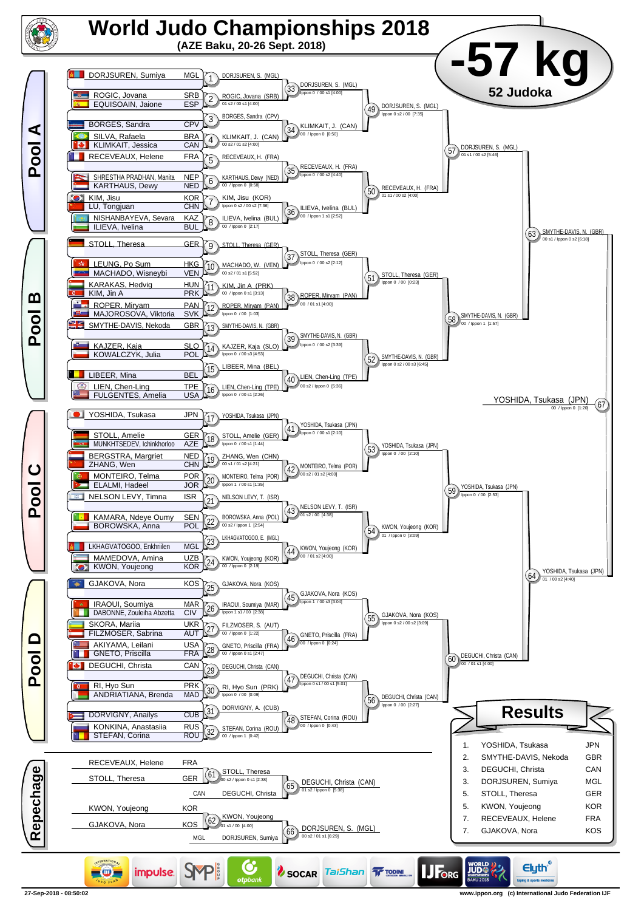# World Judo Championships 2018

**(AZE Baku, 20-26 Sept. 2018)**

# -57 kg

**52 Judoka**

## Pool A

| Athlete | Nation |
|---|---|
| DORJSURUEN, Sumiya | MGL |
| ROGIC, Jovana | SRB |
| EQUISOAIN, Jaione | ESP |
| BORGES, Sandra | CPV |
| SILVA, Rafaela | BRA |
| KLIMKAIT, Jessica | CAN |
| RECEVEAUX, Helene | FRA |
| SHRESTHA PRADHAN, Manita | NEP |
| KARTHAUS, Dewy | NED |
| KIM, Jisu | KOR |
| LU, Tongjuan | CHN |
| NISHANBAYEVA, Sevara | KAZ |
| ILIEVA, Ivelina | BUL |

- 1: DORJSURUEN, S. (MGL)
- 2: ROGIC, Jovana (SRB) — 01 s2 / 00 s1 [4:00]
- 3: BORGES, Sandra (CPV)
- 4: KLIMKAIT, J. (CAN) — 00 s2 / 01 s2 [4:00]
- 5: RECEVEAUX, H. (FRA)
- 6: KARTHAUS, Dewy (NED) — 00 / Ippon 0 [0:58]
- 7: KIM, Jisu (KOR) — Ippon 0 s2 / 00 s2 [7:36]
- 8: ILIEVA, Ivelina (BUL) — 00 / Ippon 0 [2:17]
- 33: DORJSURUEN, S. (MGL) — Ippon 0 / 00 s1 [4:00]
- 34: KLIMKAIT, J. (CAN) — 00 / Ippon 0 [0:50]
- 35: RECEVEAUX, H. (FRA) — Ippon 0 / 00 s2 [4:40]
- 36: ILIEVA, Ivelina (BUL) — 00 / Ippon 1 s1 [2:52]
- 49: DORJSURUEN, S. (MGL) — Ippon 0 s2 / 00 [7:35]
- 50: RECEVEAUX, H. (FRA) — 01 s1 / 00 s2 [4:00]
- 57: DORJSURUEN, S. (MGL) — 01 s1 / 00 s2 [5:46]

## Pool B

| Athlete | Nation |
|---|---|
| STOLL, Theresa | GER |
| LEUNG, Po Sum | HKG |
| MACHADO, Wisneybi | VEN |
| KARAKAS, Hedvig | HUN |
| KIM, Jin A | PRK |
| ROPER, Miryam | PAN |
| MAJOROSOVA, Viktoria | SVK |
| SMYTHE-DAVIS, Nekoda | GBR |
| KAJZER, Kaja | SLO |
| KOWALCZYK, Julia | POL |
| LIBEER, Mina | BEL |
| LIEN, Chen-Ling | TPE |
| FULGENTES, Amelia | USA |

- 9: STOLL, Theresa (GER)
- 10: MACHADO, W. (VEN) — 00 s2 / 01 s1 [5:52]
- 11: KIM, Jin A (PRK) — 00 / Ippon 0 s1 [3:13]
- 12: ROPER, Miryam (PAN) — Ippon 0 / 00 [1:03]
- 13: SMYTHE-DAVIS, N. (GBR)
- 14: KAJZER, Kaja (SLO) — Ippon 0 / 00 s3 [4:53]
- 15: LIBEER, Mina (BEL)
- 16: LIEN, Chen-Ling (TPE) — Ippon 0 / 00 s1 [2:26]
- 37: STOLL, Theresa (GER) — Ippon 0 / 00 s2 [2:12]
- 38: ROPER, Miryam (PAN) — 00 / 01 s1 [4:00]
- 39: SMYTHE-DAVIS, N. (GBR) — Ippon 0 / 00 s2 [3:39]
- 40: LIEN, Chen-Ling (TPE) — 00 s2 / Ippon 0 [5:36]
- 51: STOLL, Theresa (GER) — Ippon 0 / 00 [0:23]
- 52: SMYTHE-DAVIS, N. (GBR) — Ippon 0 s2 / 00 s3 [6:45]
- 58: SMYTHE-DAVIS, N. (GBR) — 00 / Ippon 1 [1:57]
- 63: SMYTHE-DAVIS, N. (GBR) — 00 s1 / Ippon 0 s2 [6:18]

## Pool C

| Athlete | Nation |
|---|---|
| YOSHIDA, Tsukasa | JPN |
| STOLL, Amelie | GER |
| MUNKHTSEDEV, Ichinkhorloo | AZE |
| BERGSTRA, Margriet | NED |
| ZHANG, Wen | CHN |
| MONTEIRO, Telma | POR |
| ELALMI, Hadeel | JOR |
| NELSON LEVY, Timna | ISR |
| KAMARA, Ndeye Oumy | SEN |
| BOROWSKA, Anna | POL |
| LKHAGVATOGOO, Enkhriilen | MGL |
| MAMEDOVA, Amina | UZB |
| KWON, Youjeong | KOR |

- 17: YOSHIDA, Tsukasa (JPN)
- 18: STOLL, Amelie (GER) — Ippon 0 / 00 s1 [1:44]
- 19: ZHANG, Wen (CHN) — 00 s1 / 01 s2 [4:21]
- 20: MONTEIRO, Telma (POR) — Ippon 1 / 00 s1 [1:35]
- 21: NELSON LEVY, T. (ISR)
- 22: BOROWSKA, Anna (POL) — 00 s2 / Ippon 1 [2:54]
- 23: LKHAGVATOGOO, E. (MGL)
- 24: KWON, Youjeong (KOR) — 00 / Ippon 0 [2:19]
- 41: YOSHIDA, Tsukasa (JPN) — Ippon 0 / 00 s1 [2:10]
- 42: MONTEIRO, Telma (POR) — 00 s2 / 01 s2 [4:00]
- 43: NELSON LEVY, T. (ISR) — 01 s2 / 00 [4:38]
- 44: KWON, Youjeong (KOR) — 00 / 01 s2 [4:00]
- 53: YOSHIDA, Tsukasa (JPN) — Ippon 0 / 00 [2:10]
- 54: KWON, Youjeong (KOR) — 01 / Ippon 0 [3:09]
- 59: YOSHIDA, Tsukasa (JPN) — Ippon 0 / 00 [2:53]
- 64: YOSHIDA, Tsukasa (JPN) — 01 / 00 s2 [4:40]

## Pool D

| Athlete | Nation |
|---|---|
| GJAKOVA, Nora | KOS |
| IRAOUI, Soumiya | MAR |
| DABONNE, Zouleiha Abzetta | CIV |
| SKORA, Mariia | UKR |
| FILZMOSER, Sabrina | AUT |
| AKIYAMA, Leilani | USA |
| GNETO, Priscilla | FRA |
| DEGUCHI, Christa | CAN |
| RI, Hyo Sun | PRK |
| ANDRIATIANA, Brenda | MAD |
| DORVIGNY, Anailys | CUB |
| KONKINA, Anastasiia | RUS |
| STEFAN, Corina | ROU |

- 25: GJAKOVA, Nora (KOS)
- 26: IRAOUI, Soumiya (MAR) — Ippon 1 s1 / 00 [2:38]
- 27: FILZMOSER, S. (AUT) — 00 / Ippon 0 [1:22]
- 28: GNETO, Priscilla (FRA) — 00 / Ippon 0 s1 [2:47]
- 29: DEGUCHI, Christa (CAN)
- 30: RI, Hyo Sun (PRK) — Ippon 0 / 00 [0:09]
- 31: DORVIGNY, A. (CUB)
- 32: STEFAN, Corina (ROU) — 00 / Ippon 1 [0:42]
- 45: GJAKOVA, Nora (KOS) — Ippon 1 / 00 s3 [3:04]
- 46: GNETO, Priscilla (FRA) — 00 / Ippon 0 [0:24]
- 47: DEGUCHI, Christa (CAN) — Ippon 0 s1 / 00 s1 [5:01]
- 48: STEFAN, Corina (ROU) — 00 / Ippon 0 [0:43]
- 55: GJAKOVA, Nora (KOS) — Ippon 0 s2 / 00 s2 [3:09]
- 56: DEGUCHI, Christa (CAN) — Ippon 0 / 00 [2:27]
- 60: DEGUCHI, Christa (CAN) — 00 / 01 s1 [4:00]

## Final

- 67: YOSHIDA, Tsukasa (JPN) — 00 / Ippon 0 [1:20]

## Repechage

- 61: RECEVEAUX, Helene (FRA) vs STOLL, Theresa (GER) → STOLL, Theresa — 00 s2 / Ippon 0 s1 [2:38]
- 65: STOLL, Theresa vs DEGUCHI, Christa (CAN) → DEGUCHI, Christa (CAN) — 01 s2 / Ippon 0 [5:38]
- 62: KWON, Youjeong (KOR) vs GJAKOVA, Nora (KOS) → KWON, Youjeong — 01 s1 / 00 [4:00]
- 66: KWON, Youjeong vs DORJSURUEN, Sumiya (MGL) → DORJSURUEN, S. (MGL) — 00 s2 / 01 s2 [6:29]

## Results

| Rank | Athlete | Nation |
|---|---|---|
| 1. | YOSHIDA, Tsukasa | JPN |
| 2. | SMYTHE-DAVIS, Nekoda | GBR |
| 3. | DEGUCHI, Christa | CAN |
| 3. | DORJSURUEN, Sumiya | MGL |
| 5. | STOLL, Theresa | GER |
| 5. | KWON, Youjeong | KOR |
| 7. | RECEVEAUX, Helene | FRA |
| 7. | GJAKOVA, Nora | KOS |

27-Sep-2018 - 08:50:02

www.ippon.org (c) International Judo Federation IJF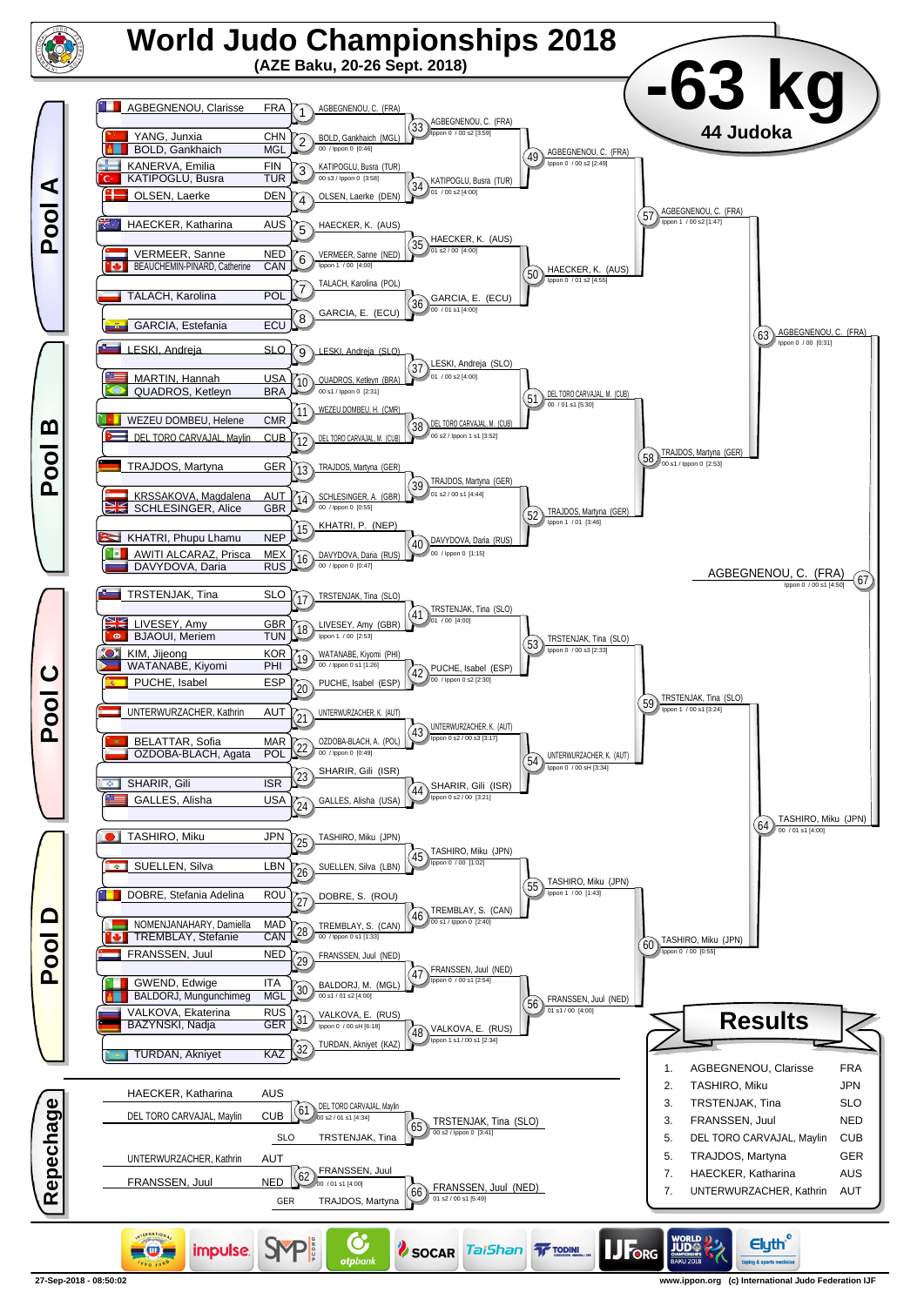# World Judo Championships 2018

**(AZE Baku, 20-26 Sept. 2018)**

# -63 kg

**44 Judoka**

## Pool A

| Athlete | Nation |
|---|---|
| AGBEGNENOU, Clarisse | FRA |
| YANG, Junxia | CHN |
| BOLD, Gankhaich | MGL |
| KANERVA, Emilia | FIN |
| KATIPOGLU, Busra | TUR |
| OLSEN, Laerke | DEN |
| HAECKER, Katharina | AUS |
| VERMEER, Sanne | NED |
| BEAUCHEMIN-PINARD, Catherine | CAN |
| TALACH, Karolina | POL |
| GARCIA, Estefania | ECU |

- 1: AGBEGNENOU, C. (FRA)
- 2: BOLD, Gankhaich (MGL) — 00 / Ippon 0 [0:46]
- 3: KATIPOGLU, Busra (TUR) — 00 s3 / Ippon 0 [3:58]
- 4: OLSEN, Laerke (DEN)
- 5: HAECKER, K. (AUS)
- 6: VERMEER, Sanne (NED) — Ippon 1 / 00 [4:00]
- 7: TALACH, Karolina (POL)
- 8: GARCIA, E. (ECU)
- 33: AGBEGNENOU, C. (FRA) — Ippon 0 / 00 s2 [3:59]
- 34: KATIPOGLU, Busra (TUR) — 01 / 00 s2 [4:00]
- 35: HAECKER, K. (AUS) — 01 s2 / 00 [4:00]
- 36: GARCIA, E. (ECU) — 00 / 01 s1 [4:00]
- 49: AGBEGNENOU, C. (FRA) — Ippon 0 / 00 s2 [2:49]
- 50: HAECKER, K. (AUS) — Ippon 0 / 01 s2 [4:55]
- 57: AGBEGNENOU, C. (FRA) — Ippon 1 / 00 s2 [1:47]

## Pool B

| Athlete | Nation |
|---|---|
| LESKI, Andreja | SLO |
| MARTIN, Hannah | USA |
| QUADROS, Ketleyn | BRA |
| WEZEU DOMBEU, Helene | CMR |
| DEL TORO CARVAJAL, Maylin | CUB |
| TRAJDOS, Martyna | GER |
| KRSSAKOVA, Magdalena | AUT |
| SCHLESINGER, Alice | GBR |
| KHATRI, Phupu Lhamu | NEP |
| AWITI ALCARAZ, Prisca | MEX |
| DAVYDOVA, Daria | RUS |

- 9: LESKI, Andreja (SLO)
- 10: QUADROS, Ketleyn (BRA) — 00 s1 / Ippon 0 [2:31]
- 11: WEZEU DOMBEU, H. (CMR)
- 12: DEL TORO CARVAJAL, M. (CUB)
- 13: TRAJDOS, Martyna (GER)
- 14: SCHLESINGER, A. (GBR) — 00 / Ippon 0 [0:55]
- 15: KHATRI, P. (NEP)
- 16: DAVYDOVA, Daria (RUS) — 00 / Ippon 0 [0:47]
- 37: LESKI, Andreja (SLO) — 01 / 00 s2 [4:00]
- 38: DEL TORO CARVAJAL, M. (CUB) — 00 s2 / Ippon 1 s1 [3:52]
- 39: TRAJDOS, Martyna (GER) — 01 s2 / 00 s1 [4:44]
- 40: DAVYDOVA, Daria (RUS) — 00 / Ippon 0 [1:15]
- 51: DEL TORO CARVAJAL, M. (CUB) — 00 / 01 s1 [5:30]
- 52: TRAJDOS, Martyna (GER) — Ippon 1 / 01 [3:46]
- 58: TRAJDOS, Martyna (GER) — 00 s1 / Ippon 0 [2:53]

- 63: AGBEGNENOU, C. (FRA) — Ippon 0 / 00 [0:31]

## Pool C

| Athlete | Nation |
|---|---|
| TRSTENJAK, Tina | SLO |
| LIVESEY, Amy | GBR |
| BJAOUI, Meriem | TUN |
| KIM, Jijeong | KOR |
| WATANABE, Kiyomi | PHI |
| PUCHE, Isabel | ESP |
| UNTERWURZACHER, Kathrin | AUT |
| BELATTAR, Sofia | MAR |
| OZDOBA-BLACH, Agata | POL |
| SHARIR, Gili | ISR |
| GALLES, Alisha | USA |

- 17: TRSTENJAK, Tina (SLO)
- 18: LIVESEY, Amy (GBR) — Ippon 1 / 00 [2:53]
- 19: WATANABE, Kiyomi (PHI) — 00 / Ippon 0 s1 [1:26]
- 20: PUCHE, Isabel (ESP)
- 21: UNTERWURZACHER, K. (AUT)
- 22: OZDOBA-BLACH, A. (POL) — 00 / Ippon 0 [0:49]
- 23: SHARIR, Gili (ISR)
- 24: GALLES, Alisha (USA)
- 41: TRSTENJAK, Tina (SLO) — 01 / 00 [4:00]
- 42: PUCHE, Isabel (ESP) — 00 / Ippon 0 s2 [2:30]
- 43: UNTERWURZACHER, K. (AUT) — Ippon 0 s2 / 00 s3 [3:17]
- 44: SHARIR, Gili (ISR) — Ippon 0 s2 / 00 [3:21]
- 53: TRSTENJAK, Tina (SLO) — Ippon 0 / 00 s3 [2:33]
- 54: UNTERWURZACHER, K. (AUT) — Ippon 0 / 00 sH [3:34]
- 59: TRSTENJAK, Tina (SLO) — Ippon 1 / 00 s1 [3:24]

## Pool D

| Athlete | Nation |
|---|---|
| TASHIRO, Miku | JPN |
| SUELLEN, Silva | LBN |
| DOBRE, Stefania Adelina | ROU |
| NOMENJANAHARY, Damiella | MAD |
| TREMBLAY, Stefanie | CAN |
| FRANSSEN, Juul | NED |
| GWEND, Edwige | ITA |
| BALDORJ, Mungunchimeg | MGL |
| VALKOVA, Ekaterina | RUS |
| BAZYNSKI, Nadja | GER |
| TURDAN, Akniyet | KAZ |

- 25: TASHIRO, Miku (JPN)
- 26: SUELLEN, Silva (LBN)
- 27: DOBRE, S. (ROU)
- 28: TREMBLAY, S. (CAN) — 00 / Ippon 0 s1 [1:33]
- 29: FRANSSEN, Juul (NED)
- 30: BALDORJ, M. (MGL) — 00 s1 / 01 s2 [4:00]
- 31: VALKOVA, E. (RUS) — Ippon 0 / 00 sH [6:18]
- 32: TURDAN, Akniyet (KAZ)
- 45: TASHIRO, Miku (JPN) — Ippon 0 / 00 [1:02]
- 46: TREMBLAY, S. (CAN) — 00 s1 / Ippon 0 [2:40]
- 47: FRANSSEN, Juul (NED) — Ippon 0 / 00 s1 [2:54]
- 48: VALKOVA, E. (RUS) — Ippon 1 s1 / 00 s1 [2:34]
- 55: TASHIRO, Miku (JPN) — Ippon 1 / 00 [1:43]
- 56: FRANSSEN, Juul (NED) — 01 s1 / 00 [4:00]
- 60: TASHIRO, Miku (JPN) — Ippon 0 / 00 [0:55]

- 64: TASHIRO, Miku (JPN) — 00 / 01 s1 [4:00]

## Final

- 67: AGBEGNENOU, C. (FRA) — Ippon 0 / 00 s1 [4:50]

## Repechage

- 61: HAECKER, Katharina (AUS) vs DEL TORO CARVAJAL, Maylin (CUB) — DEL TORO CARVAJAL, Maylin — 00 s2 / 01 s1 [4:34]
- 65: TRSTENJAK, Tina (SLO) vs DEL TORO CARVAJAL — TRSTENJAK, Tina (SLO) — 00 s2 / Ippon 0 [3:41]
- 62: UNTERWURZACHER, Kathrin (AUT) vs FRANSSEN, Juul (NED) — FRANSSEN, Juul — 00 / 01 s1 [4:00]
- 66: TRAJDOS, Martyna (GER) vs FRANSSEN — FRANSSEN, Juul (NED) — 01 s2 / 00 s1 [5:49]

## Results

| Place | Athlete | Nation |
|---|---|---|
| 1. | AGBEGNENOU, Clarisse | FRA |
| 2. | TASHIRO, Miku | JPN |
| 3. | TRSTENJAK, Tina | SLO |
| 3. | FRANSSEN, Juul | NED |
| 5. | DEL TORO CARVAJAL, Maylin | CUB |
| 5. | TRAJDOS, Martyna | GER |
| 7. | HAECKER, Katharina | AUS |
| 7. | UNTERWURZACHER, Kathrin | AUT |

27-Sep-2018 - 08:50:02 — www.ippon.org (c) International Judo Federation IJF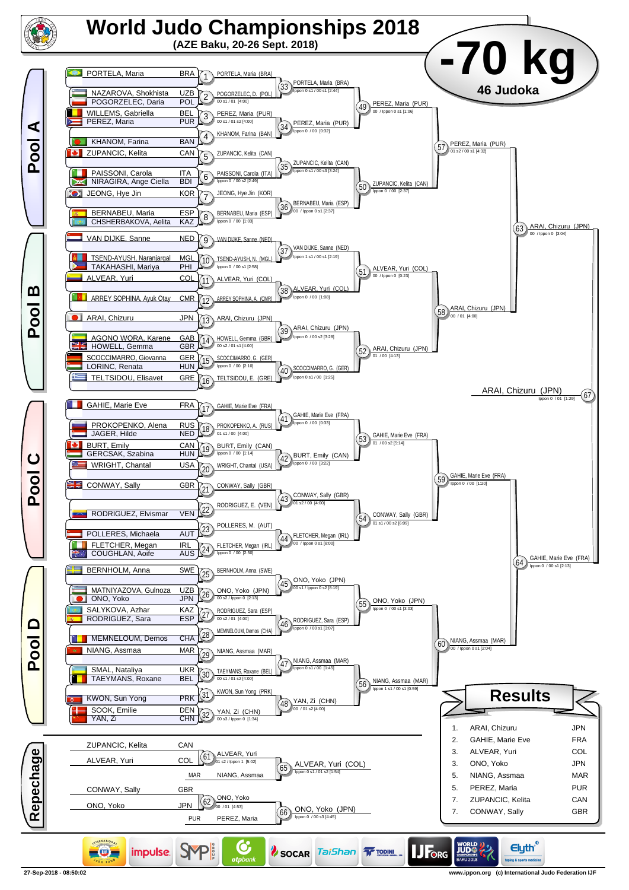# World Judo Championships 2018

**(AZE Baku, 20-26 Sept. 2018)**

# -70 kg

**46 Judoka**

## Pool A

| Judoka | Country |
|---|---|
| PORTELA, Maria | BRA |
| NAZAROVA, Shokhista | UZB |
| POGORZELEC, Daria | POL |
| WILLEMS, Gabriella | BEL |
| PEREZ, Maria | PUR |
| KHANOM, Farina | BAN |
| ZUPANCIC, Kelita | CAN |
| PAISSONI, Carola | ITA |
| NIRAGIRA, Ange Ciella | BDI |
| JEONG, Hye Jin | KOR |
| BERNABEU, Maria | ESP |
| CHSHERBAKOVA, Aelita | KAZ |

- 1: PORTELA, Maria (BRA)
- 2: POGORZELEC, D. (POL) — 00 s1 / 01 [4:00]
- 3: PEREZ, Maria (PUR) — 00 s1 / 01 s2 [4:00]
- 4: KHANOM, Farina (BAN)
- 5: ZUPANCIC, Kelita (CAN)
- 6: PAISSONI, Carola (ITA) — Ippon 0 / 00 s2 [2:49]
- 7: JEONG, Hye Jin (KOR)
- 8: BERNABEU, Maria (ESP) — Ippon 0 / 00 [1:03]
- 33: PORTELA, Maria (BRA) — Ippon 0 s1 / 00 s1 [2:44]
- 34: PEREZ, Maria (PUR) — Ippon 0 / 00 [0:32]
- 35: ZUPANCIC, Kelita (CAN) — Ippon 0 s1 / 00 s3 [3:24]
- 36: BERNABEU, Maria (ESP) — 00 / Ippon 0 s1 [2:37]
- 49: PEREZ, Maria (PUR) — 00 / Ippon 0 s1 [1:06]
- 50: ZUPANCIC, Kelita (CAN) — Ippon 0 / 00 [2:37]
- 57: PEREZ, Maria (PUR) — 01 s2 / 00 s1 [4:32]

## Pool B

| Judoka | Country |
|---|---|
| VAN DIJKE, Sanne | NED |
| TSEND-AYUSH, Naranjargal | MGL |
| TAKAHASHI, Mariya | PHI |
| ALVEAR, Yuri | COL |
| ARREY SOPHINA, Ayuk Otay | CMR |
| ARAI, Chizuru | JPN |
| AGONO WORA, Karene | GAB |
| HOWELL, Gemma | GBR |
| SCOCCIMARRO, Giovanna | GER |
| LORINC, Renata | HUN |
| TELTSIDOU, Elisavet | GRE |

- 9: VAN DIJKE, Sanne (NED)
- 10: TSEND-AYUSH, N. (MGL) — Ippon 0 / 00 s1 [2:58]
- 11: ALVEAR, Yuri (COL)
- 12: ARREY SOPHINA, A. (CMR)
- 13: ARAI, Chizuru (JPN)
- 14: HOWELL, Gemma (GBR) — 00 s2 / 01 s1 [4:00]
- 15: SCOCCIMARRO, G. (GER) — Ippon 0 / 00 [2:10]
- 16: TELTSIDOU, E. (GRE)
- 37: VAN DIJKE, Sanne (NED) — Ippon 1 s1 / 00 s1 [2:19]
- 38: ALVEAR, Yuri (COL) — Ippon 0 / 00 [1:08]
- 39: ARAI, Chizuru (JPN) — Ippon 0 / 00 s2 [3:28]
- 40: SCOCCIMARRO, G. (GER) — Ippon 0 s1 / 00 [1:25]
- 51: ALVEAR, Yuri (COL) — 00 / Ippon 0 [0:23]
- 52: ARAI, Chizuru (JPN) — 01 / 00 [4:13]
- 58: ARAI, Chizuru (JPN) — 00 / 01 [4:00]
- 63: ARAI, Chizuru (JPN) — 00 / Ippon 0 [3:04]

## Final

- 67: ARAI, Chizuru (JPN) — Ippon 0 / 01 [1:29]

## Pool C

| Judoka | Country |
|---|---|
| GAHIE, Marie Eve | FRA |
| PROKOPENKO, Alena | RUS |
| JAGER, Hilde | NED |
| BURT, Emily | CAN |
| GERCSAK, Szabina | HUN |
| WRIGHT, Chantal | USA |
| CONWAY, Sally | GBR |
| RODRIGUEZ, Elvismar | VEN |
| POLLERES, Michaela | AUT |
| FLETCHER, Megan | IRL |
| COUGHLAN, Aoife | AUS |

- 17: GAHIE, Marie Eve (FRA)
- 18: PROKOPENKO, A. (RUS) — 01 s1 / 00 [4:00]
- 19: BURT, Emily (CAN) — Ippon 0 / 00 [1:14]
- 20: WRIGHT, Chantal (USA)
- 21: CONWAY, Sally (GBR)
- 22: RODRIGUEZ, E. (VEN)
- 23: POLLERES, M. (AUT)
- 24: FLETCHER, Megan (IRL) — Ippon 0 / 00 [2:50]
- 41: GAHIE, Marie Eve (FRA) — Ippon 0 / 00 [0:33]
- 42: BURT, Emily (CAN) — Ippon 0 / 00 [3:22]
- 43: CONWAY, Sally (GBR) — 01 s2 / 00 [4:00]
- 44: FLETCHER, Megan (IRL) — 00 / Ippon 0 s1 [8:00]
- 53: GAHIE, Marie Eve (FRA) — 01 / 00 s2 [5:14]
- 54: CONWAY, Sally (GBR) — 01 s1 / 00 s2 [6:09]
- 59: GAHIE, Marie Eve (FRA) — Ippon 0 / 00 [1:20]
- 64: GAHIE, Marie Eve (FRA) — Ippon 0 / 00 s1 [2:13]

## Pool D

| Judoka | Country |
|---|---|
| BERNHOLM, Anna | SWE |
| MATNIYAZOVA, Gulnoza | UZB |
| ONO, Yoko | JPN |
| SALYKOVA, Azhar | KAZ |
| RODRIGUEZ, Sara | ESP |
| MEMNELOUM, Demos | CHA |
| NIANG, Assmaa | MAR |
| SMAL, Nataliya | UKR |
| TAEYMANS, Roxane | BEL |
| KWON, Sun Yong | PRK |
| SOOK, Emilie | DEN |
| YAN, Zi | CHN |

- 25: BERNHOLM, Anna (SWE)
- 26: ONO, Yoko (JPN) — 00 s2 / Ippon 0 [2:13]
- 27: RODRIGUEZ, Sara (ESP) — 00 s2 / 01 [4:00]
- 28: MEMNELOUM, Demos (CHA)
- 29: NIANG, Assmaa (MAR)
- 30: TAEYMANS, Roxane (BEL) — 00 s1 / 01 s2 [4:00]
- 31: KWON, Sun Yong (PRK)
- 32: YAN, Zi (CHN) — 00 s3 / Ippon 0 [1:34]
- 45: ONO, Yoko (JPN) — 00 s1 / Ippon 0 s2 [8:19]
- 46: RODRIGUEZ, Sara (ESP) — Ippon 0 / 00 s1 [3:07]
- 47: NIANG, Assmaa (MAR) — Ippon 0 s1 / 00 [1:45]
- 48: YAN, Zi (CHN) — 00 / 01 s2 [4:00]
- 55: ONO, Yoko (JPN) — Ippon 0 / 00 s1 [3:03]
- 56: NIANG, Assmaa (MAR) — Ippon 1 s1 / 00 s1 [0:59]
- 60: NIANG, Assmaa (MAR) — 00 / Ippon 0 s1 [2:04]

## Repechage

- 61: ZUPANCIC, Kelita (CAN) vs ALVEAR, Yuri (COL) — ALVEAR, Yuri — 01 s2 / Ippon 1 [5:02]
- 65: ALVEAR, Yuri (COL) vs NIANG, Assmaa (MAR) — ALVEAR, Yuri (COL) — Ippon 0 s1 / 01 s2 [1:54]
- 62: CONWAY, Sally (GBR) vs ONO, Yoko (JPN) — ONO, Yoko — 00 / 01 [4:53]
- 66: ONO, Yoko (JPN) vs PEREZ, Maria (PUR) — ONO, Yoko (JPN) — Ippon 0 / 00 s3 [4:45]

## Results

| Rank | Name | Country |
|---|---|---|
| 1. | ARAI, Chizuru | JPN |
| 2. | GAHIE, Marie Eve | FRA |
| 3. | ALVEAR, Yuri | COL |
| 3. | ONO, Yoko | JPN |
| 5. | NIANG, Assmaa | MAR |
| 5. | PEREZ, Maria | PUR |
| 7. | ZUPANCIC, Kelita | CAN |
| 7. | CONWAY, Sally | GBR |

27-Sep-2018 - 08:50:02

www.ippon.org (c) International Judo Federation IJF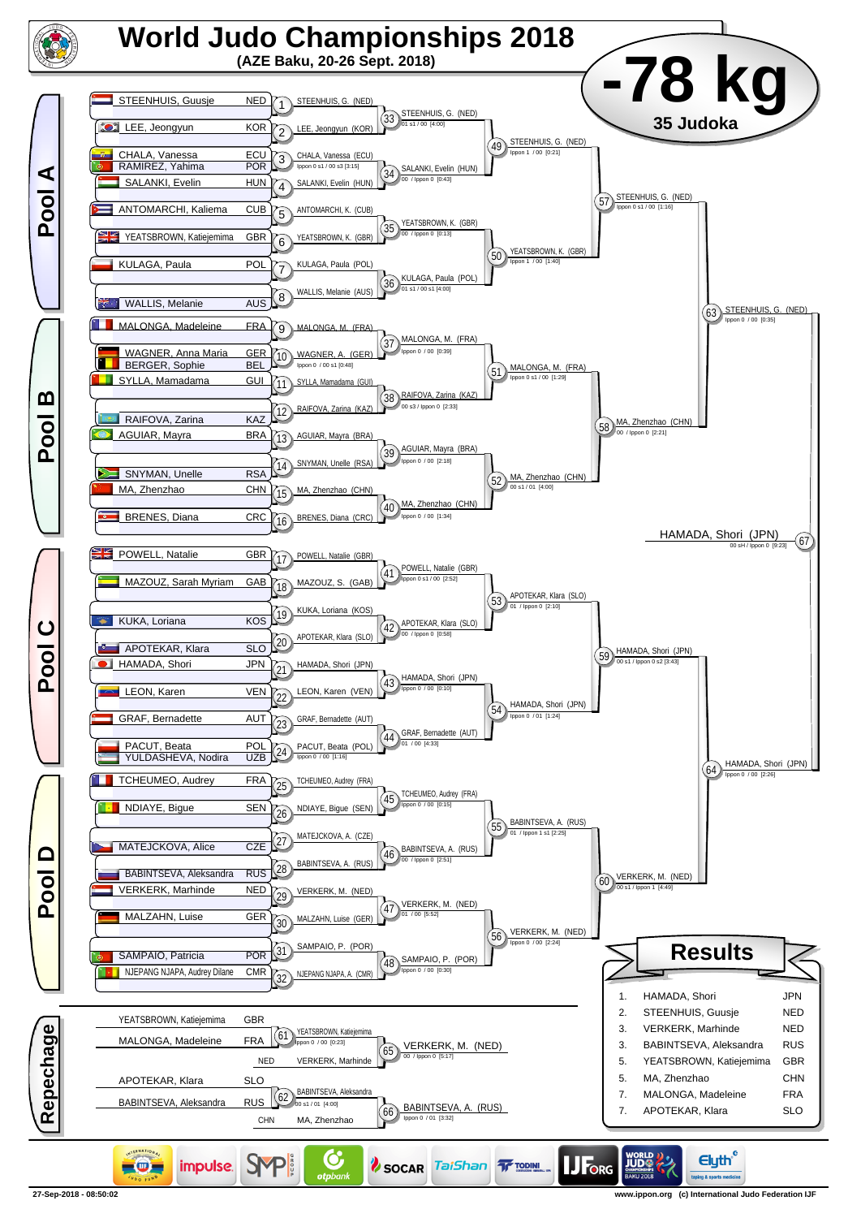# World Judo Championships 2018

**(AZE Baku, 20-26 Sept. 2018)**

## -78 kg

**35 Judoka**

## Pool A

| Athlete | Nation |
|---|---|
| STEENHUIS, Guusje | NED |
| LEE, Jeongyun | KOR |
| CHALA, Vanessa | ECU |
| RAMIREZ, Yahima | POR |
| SALANKI, Evelin | HUN |
| ANTOMARCHI, Kaliema | CUB |
| YEATSBROWN, Katiejemima | GBR |
| KULAGA, Paula | POL |
| WALLIS, Melanie | AUS |

- 1: STEENHUIS, G. (NED)
- 2: LEE, Jeongyun (KOR)
- 3: CHALA, Vanessa (ECU) — Ippon 0 s1 / 00 s3 [3:15]
- 4: SALANKI, Evelin (HUN)
- 5: ANTOMARCHI, K. (CUB)
- 6: YEATSBROWN, K. (GBR)
- 7: KULAGA, Paula (POL)
- 8: WALLIS, Melanie (AUS)
- 33: STEENHUIS, G. (NED) — 01 s1 / 00 [4:00]
- 34: SALANKI, Evelin (HUN) — 00 / Ippon 0 [0:43]
- 35: YEATSBROWN, K. (GBR) — 00 / Ippon 0 [0:13]
- 36: KULAGA, Paula (POL) — 01 s1 / 00 s1 [4:00]
- 49: STEENHUIS, G. (NED) — Ippon 1 / 00 [0:21]
- 50: YEATSBROWN, K. (GBR) — Ippon 1 / 00 [1:40]
- 57: STEENHUIS, G. (NED) — Ippon 0 s1 / 00 [1:16]

## Pool B

| Athlete | Nation |
|---|---|
| MALONGA, Madeleine | FRA |
| WAGNER, Anna Maria | GER |
| BERGER, Sophie | BEL |
| SYLLA, Mamadama | GUI |
| RAIFOVA, Zarina | KAZ |
| AGUIAR, Mayra | BRA |
| SNYMAN, Unelle | RSA |
| MA, Zhenzhao | CHN |
| BRENES, Diana | CRC |

- 9: MALONGA, M. (FRA)
- 10: WAGNER, A. (GER) — Ippon 0 / 00 s1 [0:48]
- 11: SYLLA, Mamadama (GUI)
- 12: RAIFOVA, Zarina (KAZ)
- 13: AGUIAR, Mayra (BRA)
- 14: SNYMAN, Unelle (RSA)
- 15: MA, Zhenzhao (CHN)
- 16: BRENES, Diana (CRC)
- 37: MALONGA, M. (FRA) — Ippon 0 / 00 [0:39]
- 38: RAIFOVA, Zarina (KAZ) — 00 s3 / Ippon 0 [2:33]
- 39: AGUIAR, Mayra (BRA) — Ippon 0 / 00 [2:18]
- 40: MA, Zhenzhao (CHN) — Ippon 0 / 00 [1:34]
- 51: MALONGA, M. (FRA) — Ippon 0 s1 / 00 [1:29]
- 52: MA, Zhenzhao (CHN) — 00 s1 / 01 [4:00]
- 58: MA, Zhenzhao (CHN) — 00 / Ippon 0 [2:21]

- 63: STEENHUIS, G. (NED) — Ippon 0 / 00 [0:35]

## Pool C

| Athlete | Nation |
|---|---|
| POWELL, Natalie | GBR |
| MAZOUZ, Sarah Myriam | GAB |
| KUKA, Loriana | KOS |
| APOTEKAR, Klara | SLO |
| HAMADA, Shori | JPN |
| LEON, Karen | VEN |
| GRAF, Bernadette | AUT |
| PACUT, Beata | POL |
| YULDASHEVA, Nodira | UZB |

- 17: POWELL, Natalie (GBR)
- 18: MAZOUZ, S. (GAB)
- 19: KUKA, Loriana (KOS)
- 20: APOTEKAR, Klara (SLO)
- 21: HAMADA, Shori (JPN)
- 22: LEON, Karen (VEN)
- 23: GRAF, Bernadette (AUT)
- 24: PACUT, Beata (POL) — Ippon 0 / 00 [1:16]
- 41: POWELL, Natalie (GBR) — Ippon 0 s1 / 00 [2:52]
- 42: APOTEKAR, Klara (SLO) — 00 / Ippon 0 [0:58]
- 43: HAMADA, Shori (JPN) — Ippon 0 / 00 [0:10]
- 44: GRAF, Bernadette (AUT) — 01 / 00 [4:33]
- 53: APOTEKAR, Klara (SLO) — 01 / Ippon 0 [2:10]
- 54: HAMADA, Shori (JPN) — Ippon 0 / 01 [1:24]
- 59: HAMADA, Shori (JPN) — 00 s1 / Ippon 0 s2 [3:43]

## Pool D

| Athlete | Nation |
|---|---|
| TCHEUMEO, Audrey | FRA |
| NDIAYE, Bigue | SEN |
| MATEJCKOVA, Alice | CZE |
| BABINTSEVA, Aleksandra | RUS |
| VERKERK, Marhinde | NED |
| MALZAHN, Luise | GER |
| SAMPAIO, Patricia | POR |
| NJEPANG NJAPA, Audrey Dilane | CMR |

- 25: TCHEUMEO, Audrey (FRA)
- 26: NDIAYE, Bigue (SEN)
- 27: MATEJCKOVA, A. (CZE)
- 28: BABINTSEVA, A. (RUS)
- 29: VERKERK, M. (NED)
- 30: MALZAHN, Luise (GER)
- 31: SAMPAIO, P. (POR)
- 32: NJEPANG NJAPA, A. (CMR)
- 45: TCHEUMEO, Audrey (FRA) — Ippon 0 / 00 [0:15]
- 46: BABINTSEVA, A. (RUS) — 00 / Ippon 0 [2:51]
- 47: VERKERK, M. (NED) — 01 / 00 [5:52]
- 48: SAMPAIO, P. (POR) — Ippon 0 / 00 [0:30]
- 55: BABINTSEVA, A. (RUS) — 01 / Ippon 1 s1 [2:25]
- 56: VERKERK, M. (NED) — Ippon 0 / 00 [2:24]
- 60: VERKERK, M. (NED) — 00 s1 / Ippon 1 [4:49]

- 64: HAMADA, Shori (JPN) — Ippon 0 / 00 [2:26]

**Final — 67: HAMADA, Shori (JPN)** — 00 sH / Ippon 0 [9:23]

## Repechage

| Athlete | Nation |
|---|---|
| YEATSBROWN, Katiejemima | GBR |
| MALONGA, Madeleine | FRA |
| APOTEKAR, Klara | SLO |
| BABINTSEVA, Aleksandra | RUS |

- 61: YEATSBROWN, Katiejemima — Ippon 0 / 00 [0:23]
- 62: BABINTSEVA, Aleksandra — 00 s1 / 01 [4:00]
- 65: VERKERK, M. (NED) — 00 / Ippon 0 [5:17] (vs. NED VERKERK, Marhinde)
- 66: BABINTSEVA, A. (RUS) — Ippon 0 / 01 [3:32] (vs. CHN MA, Zhenzhao)

## Results

| Place | Name | Nation |
|---|---|---|
| 1. | HAMADA, Shori | JPN |
| 2. | STEENHUIS, Guusje | NED |
| 3. | VERKERK, Marhinde | NED |
| 3. | BABINTSEVA, Aleksandra | RUS |
| 5. | YEATSBROWN, Katiejemima | GBR |
| 5. | MA, Zhenzhao | CHN |
| 7. | MALONGA, Madeleine | FRA |
| 7. | APOTEKAR, Klara | SLO |

27-Sep-2018 - 08:50:02

www.ippon.org (c) International Judo Federation IJF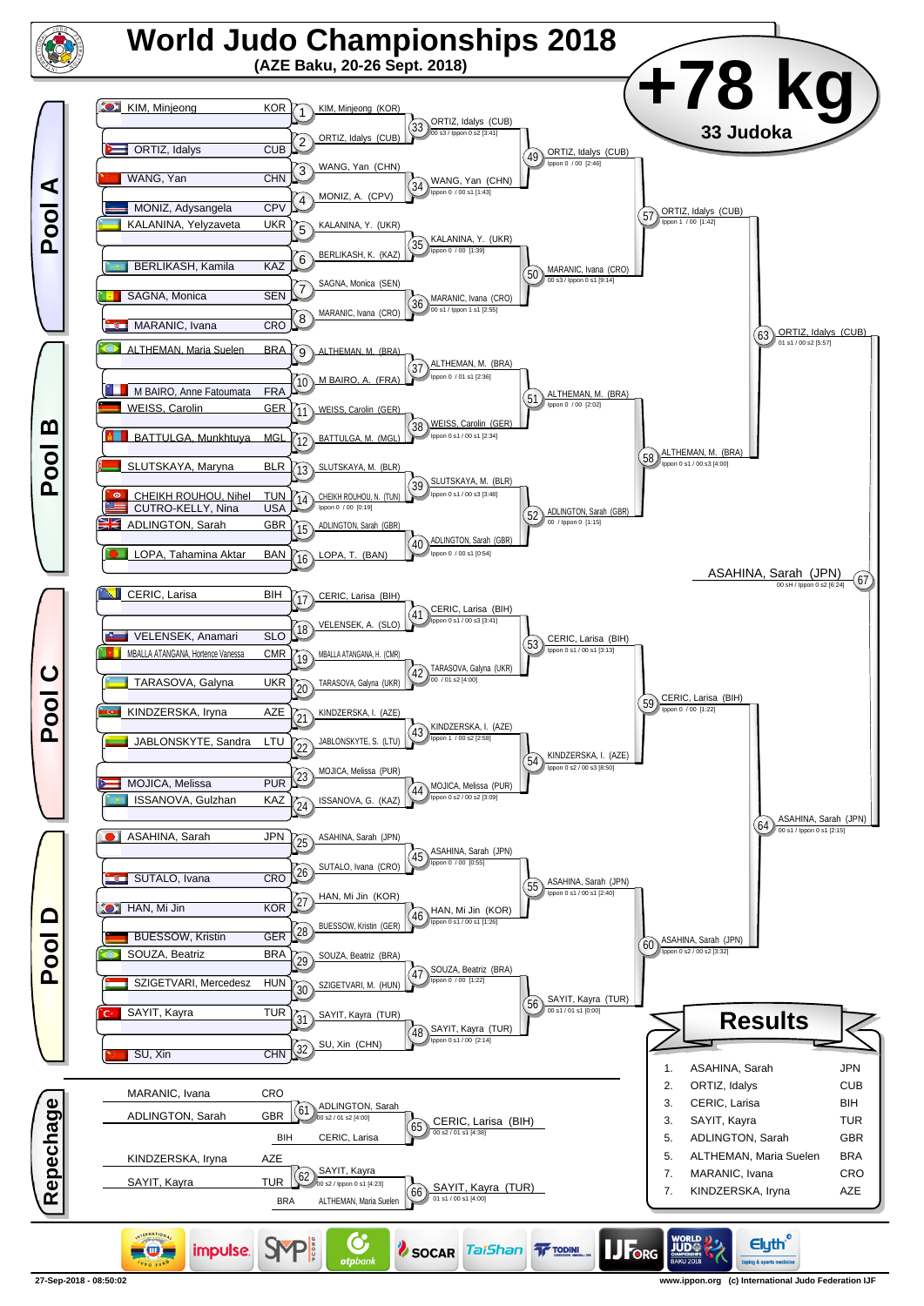# World Judo Championships 2018

**(AZE Baku, 20-26 Sept. 2018)**

# +78 kg

**33 Judoka**

## Pool A

| Athlete | Nation |
|---|---|
| KIM, Minjeong | KOR |
| ORTIZ, Idalys | CUB |
| WANG, Yan | CHN |
| MONIZ, Adysangela | CPV |
| KALANINA, Yelyzaveta | UKR |
| BERLIKASH, Kamila | KAZ |
| SAGNA, Monica | SEN |
| MARANIC, Ivana | CRO |

1. KIM, Minjeong (KOR)
2. ORTIZ, Idalys (CUB)
3. WANG, Yan (CHN)
4. MONIZ, A. (CPV)
5. KALANINA, Y. (UKR)
6. BERLIKASH, K. (KAZ)
7. SAGNA, Monica (SEN)
8. MARANIC, Ivana (CRO)

33. ORTIZ, Idalys (CUB) — 00 s3 / Ippon 0 s2 [3:41]
34. WANG, Yan (CHN) — Ippon 0 / 00 s1 [1:43]
35. KALANINA, Y. (UKR) — Ippon 0 / 00 [1:39]
36. MARANIC, Ivana (CRO) — 00 s1 / Ippon 1 s1 [2:55]

49. ORTIZ, Idalys (CUB) — Ippon 0 / 00 [2:46]
50. MARANIC, Ivana (CRO) — 00 s3 / Ippon 0 s1 [9:14]

57. ORTIZ, Idalys (CUB) — Ippon 1 / 00 [1:42]

## Pool B

| Athlete | Nation |
|---|---|
| ALTHEMAN, Maria Suelen | BRA |
| M BAIRO, Anne Fatoumata | FRA |
| WEISS, Carolin | GER |
| BATTULGA, Munkhtuya | MGL |
| SLUTSKAYA, Maryna | BLR |
| CHEIKH ROUHOU, Nihel | TUN |
| CUTRO-KELLY, Nina | USA |
| ADLINGTON, Sarah | GBR |
| LOPA, Tahamina Aktar | BAN |

9. ALTHEMAN, M. (BRA)
10. M BAIRO, A. (FRA)
11. WEISS, Carolin (GER)
12. BATTULGA, M. (MGL)
13. SLUTSKAYA, M. (BLR)
14. CHEIKH ROUHOU, N. (TUN) — Ippon 0 / 00 [0:19]
15. ADLINGTON, Sarah (GBR)
16. LOPA, T. (BAN)

37. ALTHEMAN, M. (BRA) — Ippon 0 / 01 s1 [2:36]
38. WEISS, Carolin (GER) — Ippon 0 s1 / 00 s1 [2:34]
39. SLUTSKAYA, M. (BLR) — Ippon 0 s1 / 00 s3 [3:48]
40. ADLINGTON, Sarah (GBR) — Ippon 0 / 00 s1 [0:54]

51. ALTHEMAN, M. (BRA) — Ippon 0 / 00 [2:02]
52. ADLINGTON, Sarah (GBR) — 00 / Ippon 0 [1:15]

58. ALTHEMAN, M. (BRA) — Ippon 0 s1 / 00 s3 [4:00]

63. ORTIZ, Idalys (CUB) — 01 s1 / 00 s2 [5:57]

## Pool C

| Athlete | Nation |
|---|---|
| CERIC, Larisa | BIH |
| VELENSEK, Anamari | SLO |
| MBALLA ATANGANA, Hortence Vanessa | CMR |
| TARASOVA, Galyna | UKR |
| KINDZERSKA, Iryna | AZE |
| JABLONSKYTE, Sandra | LTU |
| MOJICA, Melissa | PUR |
| ISSANOVA, Gulzhan | KAZ |

17. CERIC, Larisa (BIH)
18. VELENSEK, A. (SLO)
19. MBALLA ATANGANA, H. (CMR)
20. TARASOVA, Galyna (UKR)
21. KINDZERSKA, I. (AZE)
22. JABLONSKYTE, S. (LTU)
23. MOJICA, Melissa (PUR)
24. ISSANOVA, G. (KAZ)

41. CERIC, Larisa (BIH) — Ippon 0 s1 / 00 s3 [3:41]
42. TARASOVA, Galyna (UKR) — 00 / 01 s2 [4:00]
43. KINDZERSKA, I. (AZE) — Ippon 1 / 00 s2 [2:58]
44. MOJICA, Melissa (PUR) — Ippon 0 s2 / 00 s2 [3:09]

53. CERIC, Larisa (BIH) — Ippon 0 s1 / 00 s1 [3:13]
54. KINDZERSKA, I. (AZE) — Ippon 0 s2 / 00 s3 [8:50]

59. CERIC, Larisa (BIH) — Ippon 0 / 00 [1:22]

## Pool D

| Athlete | Nation |
|---|---|
| ASAHINA, Sarah | JPN |
| SUTALO, Ivana | CRO |
| HAN, Mi Jin | KOR |
| BUESSOW, Kristin | GER |
| SOUZA, Beatriz | BRA |
| SZIGETVARI, Mercedesz | HUN |
| SAYIT, Kayra | TUR |
| SU, Xin | CHN |

25. ASAHINA, Sarah (JPN)
26. SUTALO, Ivana (CRO)
27. HAN, Mi Jin (KOR)
28. BUESSOW, Kristin (GER)
29. SOUZA, Beatriz (BRA)
30. SZIGETVARI, M. (HUN)
31. SAYIT, Kayra (TUR)
32. SU, Xin (CHN)

45. ASAHINA, Sarah (JPN) — Ippon 0 / 00 [0:55]
46. HAN, Mi Jin (KOR) — Ippon 0 s1 / 00 s1 [1:26]
47. SOUZA, Beatriz (BRA) — Ippon 0 / 00 [1:22]
48. SAYIT, Kayra (TUR) — Ippon 0 s1 / 00 [2:14]

55. ASAHINA, Sarah (JPN) — Ippon 0 s1 / 00 s1 [2:40]
56. SAYIT, Kayra (TUR) — 00 s1 / 01 s1 [0:00]

60. ASAHINA, Sarah (JPN) — Ippon 0 s2 / 00 s2 [3:32]

64. ASAHINA, Sarah (JPN) — 00 s1 / Ippon 0 s1 [2:15]

## Final

67. ASAHINA, Sarah (JPN) — 00 sH / Ippon 0 s2 [6:24]

## Repechage

| Athlete | Nation |
|---|---|
| MARANIC, Ivana | CRO |
| ADLINGTON, Sarah | GBR |
| KINDZERSKA, Iryna | AZE |
| SAYIT, Kayra | TUR |

61. ADLINGTON, Sarah — 00 s2 / 01 s2 [4:00]
62. SAYIT, Kayra — 00 s2 / Ippon 0 s1 [4:23]

65. CERIC, Larisa (BIH) — 00 s2 / 01 s1 [4:38] (BIH CERIC, Larisa)
66. SAYIT, Kayra (TUR) — 01 s1 / 00 s1 [4:00] (BRA ALTHEMAN, Maria Suelen)

## Results

| Rank | Name | Nation |
|---|---|---|
| 1. | ASAHINA, Sarah | JPN |
| 2. | ORTIZ, Idalys | CUB |
| 3. | CERIC, Larisa | BIH |
| 3. | SAYIT, Kayra | TUR |
| 5. | ADLINGTON, Sarah | GBR |
| 5. | ALTHEMAN, Maria Suelen | BRA |
| 7. | MARANIC, Ivana | CRO |
| 7. | KINDZERSKA, Iryna | AZE |

27-Sep-2018 - 08:50:02

www.ippon.org (c) International Judo Federation IJF